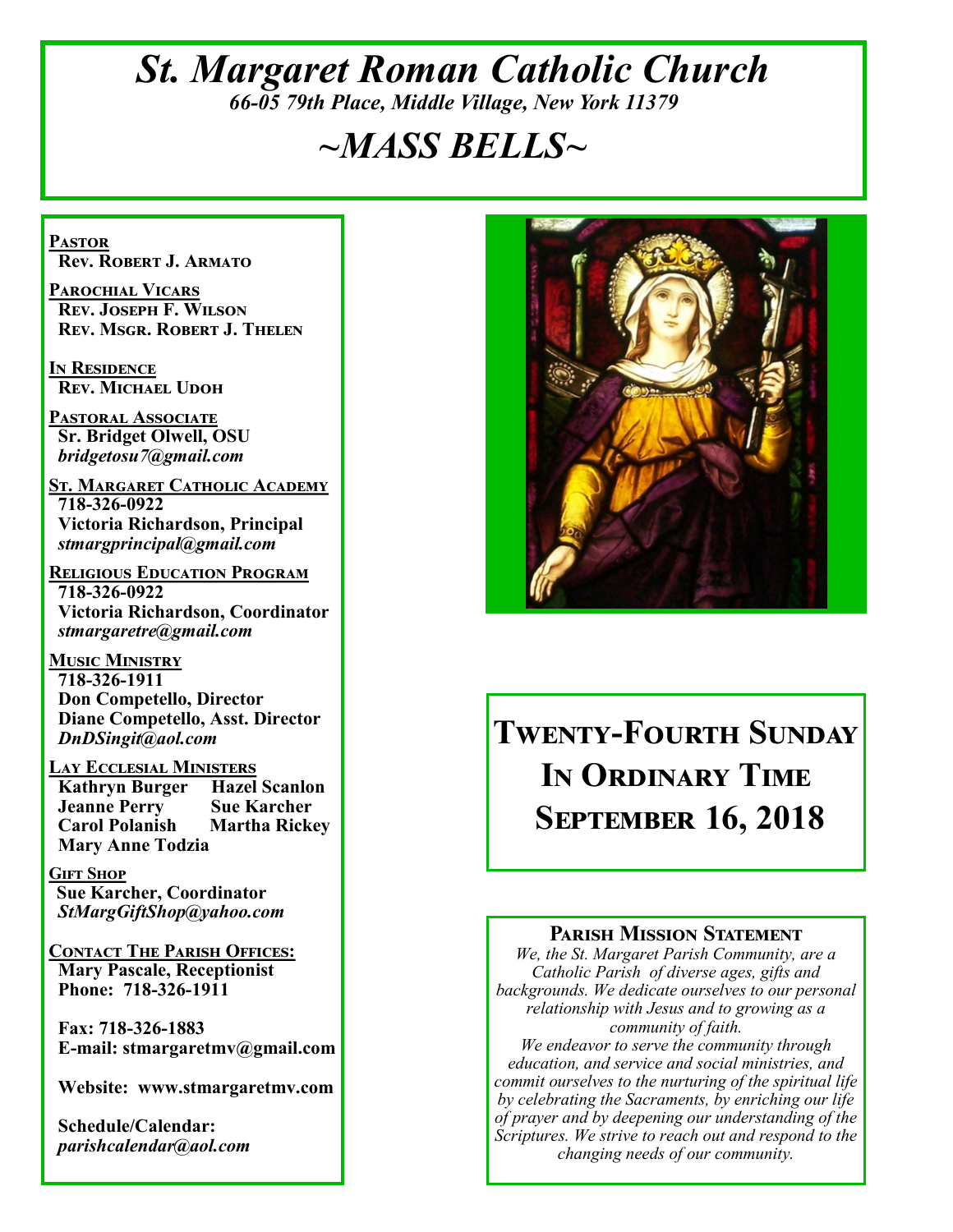# *St. Margaret Roman Catholic Church*

*66-05 79th Place, Middle Village, New York 11379*

# *~MASS BELLS~*

**PASTOR**
**Rev. Robert J. Armato**

**PAROCHIAL VICARS**
**Rev. Joseph F. Wilson**
**Rev. Msgr. Robert J. Thelen**

**IN RESIDENCE**
**Rev. Michael Udoh**

**PASTORAL ASSOCIATE**
**Sr. Bridget Olwell, OSU**
*bridgetosu7@gmail.com*

**ST. MARGARET CATHOLIC ACADEMY**
**718-326-0922**
**Victoria Richardson, Principal**
*stmargprincipal@gmail.com*

**RELIGIOUS EDUCATION PROGRAM**
**718-326-0922**
**Victoria Richardson, Coordinator**
*stmargaretre@gmail.com*

**MUSIC MINISTRY**
**718-326-1911**
**Don Competello, Director**
**Diane Competello, Asst. Director**
*DnDSingit@aol.com*

**LAY ECCLESIAL MINISTERS**
**Kathryn Burger**
**Hazel Scanlon**
**Jeanne Perry**
**Sue Karcher**
**Carol Polanish**
**Martha Rickey**
**Mary Anne Todzia**

**GIFT SHOP**
**Sue Karcher, Coordinator**
*StMargGiftShop@yahoo.com*

**CONTACT THE PARISH OFFICES:**
**Mary Pascale, Receptionist**
**Phone: 718-326-1911**

**Fax: 718-326-1883**
**E-mail: stmargaretmv@gmail.com**

**Website: www.stmargaretmv.com**

**Schedule/Calendar:**
*parishcalendar@aol.com*

## Twenty-Fourth Sunday In Ordinary Time September 16, 2018

### Parish Mission Statement

*We, the St. Margaret Parish Community, are a Catholic Parish of diverse ages, gifts and backgrounds. We dedicate ourselves to our personal relationship with Jesus and to growing as a community of faith.*
*We endeavor to serve the community through education, and service and social ministries, and commit ourselves to the nurturing of the spiritual life by celebrating the Sacraments, by enriching our life of prayer and by deepening our understanding of the Scriptures. We strive to reach out and respond to the changing needs of our community.*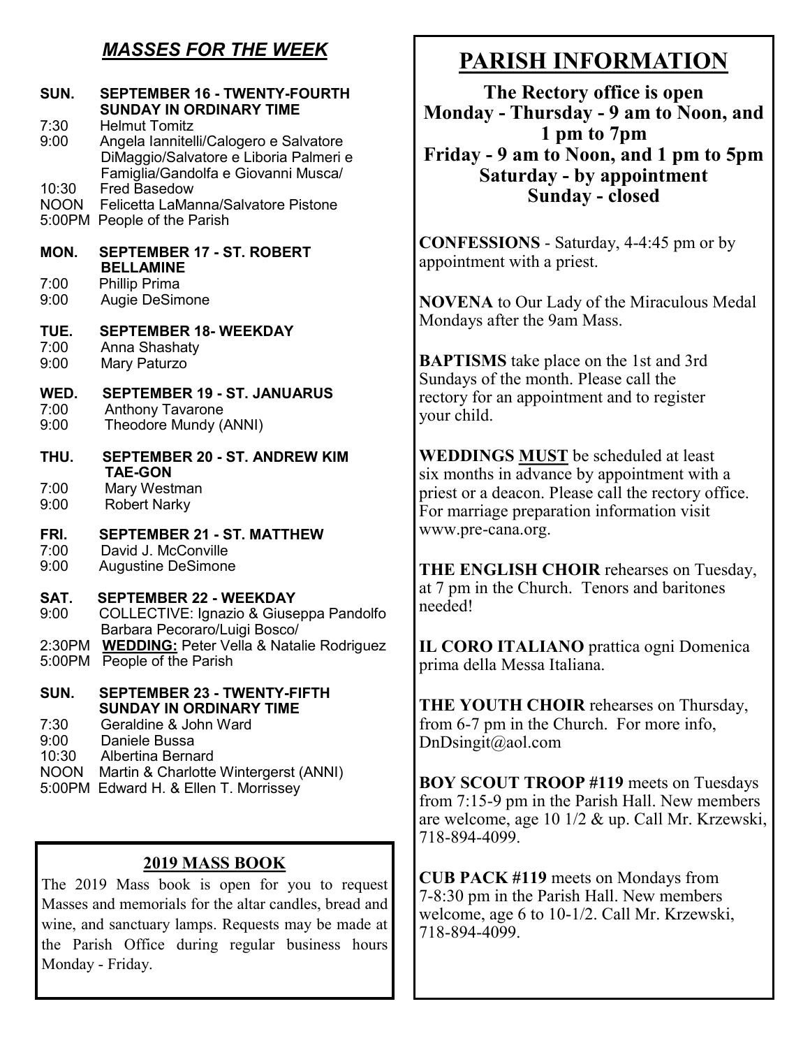## *MASSES FOR THE WEEK*

**SUN. SEPTEMBER 16 - TWENTY-FOURTH SUNDAY IN ORDINARY TIME**

7:30 Helmut Tomitz
9:00 Angela Iannitelli/Calogero e Salvatore DiMaggio/Salvatore e Liboria Palmeri e Famiglia/Gandolfa e Giovanni Musca/
10:30 Fred Basedow
NOON Felicetta LaManna/Salvatore Pistone
5:00PM People of the Parish

**MON. SEPTEMBER 17 - ST. ROBERT BELLAMINE**

7:00 Phillip Prima
9:00 Augie DeSimone

**TUE. SEPTEMBER 18- WEEKDAY**

7:00 Anna Shashaty
9:00 Mary Paturzo

**WED. SEPTEMBER 19 - ST. JANUARUS**

7:00 Anthony Tavarone
9:00 Theodore Mundy (ANNI)

**THU. SEPTEMBER 20 - ST. ANDREW KIM TAE-GON**

7:00 Mary Westman
9:00 Robert Narky

**FRI. SEPTEMBER 21 - ST. MATTHEW**

7:00 David J. McConville
9:00 Augustine DeSimone

**SAT. SEPTEMBER 22 - WEEKDAY**

9:00 COLLECTIVE: Ignazio & Giuseppa Pandolfo Barbara Pecoraro/Luigi Bosco/
2:30PM **WEDDING:** Peter Vella & Natalie Rodriguez
5:00PM People of the Parish

**SUN. SEPTEMBER 23 - TWENTY-FIFTH SUNDAY IN ORDINARY TIME**

7:30 Geraldine & John Ward
9:00 Daniele Bussa
10:30 Albertina Bernard
NOON Martin & Charlotte Wintergerst (ANNI)
5:00PM Edward H. & Ellen T. Morrissey

## 2019 MASS BOOK

The 2019 Mass book is open for you to request Masses and memorials for the altar candles, bread and wine, and sanctuary lamps. Requests may be made at the Parish Office during regular business hours Monday - Friday.

# PARISH INFORMATION

**The Rectory office is open**
**Monday - Thursday - 9 am to Noon, and 1 pm to 7pm**
**Friday - 9 am to Noon, and 1 pm to 5pm**
**Saturday - by appointment**
**Sunday - closed**

**CONFESSIONS** - Saturday, 4-4:45 pm or by appointment with a priest.

**NOVENA** to Our Lady of the Miraculous Medal Mondays after the 9am Mass.

**BAPTISMS** take place on the 1st and 3rd Sundays of the month. Please call the rectory for an appointment and to register your child.

**WEDDINGS MUST** be scheduled at least six months in advance by appointment with a priest or a deacon. Please call the rectory office. For marriage preparation information visit www.pre-cana.org.

**THE ENGLISH CHOIR** rehearses on Tuesday, at 7 pm in the Church. Tenors and baritones needed!

**IL CORO ITALIANO** prattica ogni Domenica prima della Messa Italiana.

**THE YOUTH CHOIR** rehearses on Thursday, from 6-7 pm in the Church. For more info, DnDsingit@aol.com

**BOY SCOUT TROOP #119** meets on Tuesdays from 7:15-9 pm in the Parish Hall. New members are welcome, age 10 1/2 & up. Call Mr. Krzewski, 718-894-4099.

**CUB PACK #119** meets on Mondays from 7-8:30 pm in the Parish Hall. New members welcome, age 6 to 10-1/2. Call Mr. Krzewski, 718-894-4099.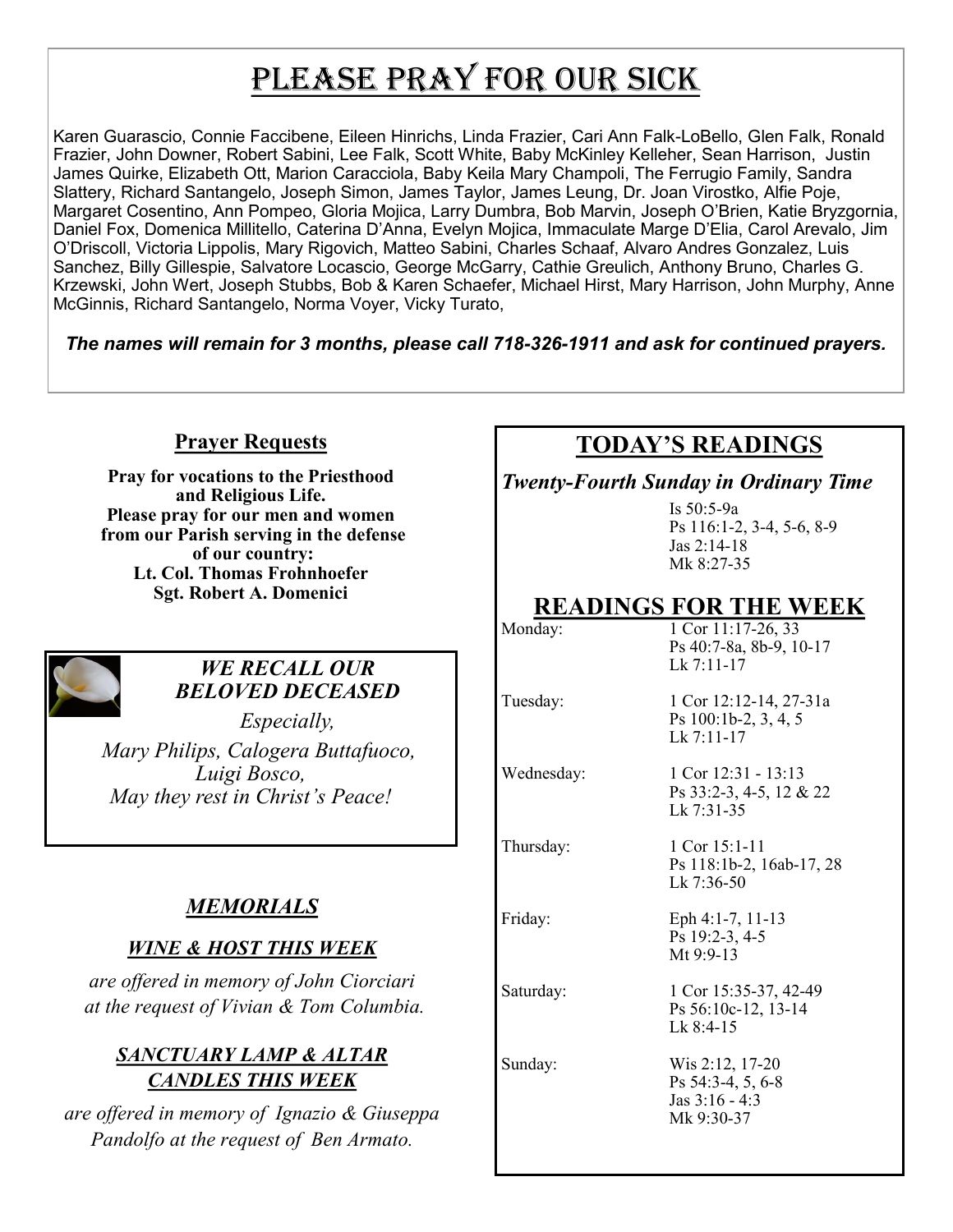# Please Pray for our Sick

Karen Guarascio, Connie Faccibene, Eileen Hinrichs, Linda Frazier, Cari Ann Falk-LoBello, Glen Falk, Ronald Frazier, John Downer, Robert Sabini, Lee Falk, Scott White, Baby McKinley Kelleher, Sean Harrison, Justin James Quirke, Elizabeth Ott, Marion Caracciola, Baby Keila Mary Champoli, The Ferrugio Family, Sandra Slattery, Richard Santangelo, Joseph Simon, James Taylor, James Leung, Dr. Joan Virostko, Alfie Poje, Margaret Cosentino, Ann Pompeo, Gloria Mojica, Larry Dumbra, Bob Marvin, Joseph O'Brien, Katie Bryzgornia, Daniel Fox, Domenica Millitello, Caterina D'Anna, Evelyn Mojica, Immaculate Marge D'Elia, Carol Arevalo, Jim O'Driscoll, Victoria Lippolis, Mary Rigovich, Matteo Sabini, Charles Schaaf, Alvaro Andres Gonzalez, Luis Sanchez, Billy Gillespie, Salvatore Locascio, George McGarry, Cathie Greulich, Anthony Bruno, Charles G. Krzewski, John Wert, Joseph Stubbs, Bob & Karen Schaefer, Michael Hirst, Mary Harrison, John Murphy, Anne McGinnis, Richard Santangelo, Norma Voyer, Vicky Turato,

***The names will remain for 3 months, please call 718-326-1911 and ask for continued prayers.***

## Prayer Requests

**Pray for vocations to the Priesthood and Religious Life.**
**Please pray for our men and women from our Parish serving in the defense of our country:**
**Lt. Col. Thomas Frohnhoefer**
**Sgt. Robert A. Domenici**

### *WE RECALL OUR BELOVED DECEASED*

*Especially,*
*Mary Philips, Calogera Buttafuoco, Luigi Bosco,*
*May they rest in Christ's Peace!*

## *MEMORIALS*

### *WINE & HOST THIS WEEK*

*are offered in memory of John Ciorciari at the request of Vivian & Tom Columbia.*

### *SANCTUARY LAMP & ALTAR CANDLES THIS WEEK*

*are offered in memory of Ignazio & Giuseppa Pandolfo at the request of Ben Armato.*

## TODAY'S READINGS

***Twenty-Fourth Sunday in Ordinary Time***

Is 50:5-9a
Ps 116:1-2, 3-4, 5-6, 8-9
Jas 2:14-18
Mk 8:27-35

## READINGS FOR THE WEEK

| | |
|---|---|
| Monday: | 1 Cor 11:17-26, 33<br>Ps 40:7-8a, 8b-9, 10-17<br>Lk 7:11-17 |
| Tuesday: | 1 Cor 12:12-14, 27-31a<br>Ps 100:1b-2, 3, 4, 5<br>Lk 7:11-17 |
| Wednesday: | 1 Cor 12:31 - 13:13<br>Ps 33:2-3, 4-5, 12 & 22<br>Lk 7:31-35 |
| Thursday: | 1 Cor 15:1-11<br>Ps 118:1b-2, 16ab-17, 28<br>Lk 7:36-50 |
| Friday: | Eph 4:1-7, 11-13<br>Ps 19:2-3, 4-5<br>Mt 9:9-13 |
| Saturday: | 1 Cor 15:35-37, 42-49<br>Ps 56:10c-12, 13-14<br>Lk 8:4-15 |
| Sunday: | Wis 2:12, 17-20<br>Ps 54:3-4, 5, 6-8<br>Jas 3:16 - 4:3<br>Mk 9:30-37 |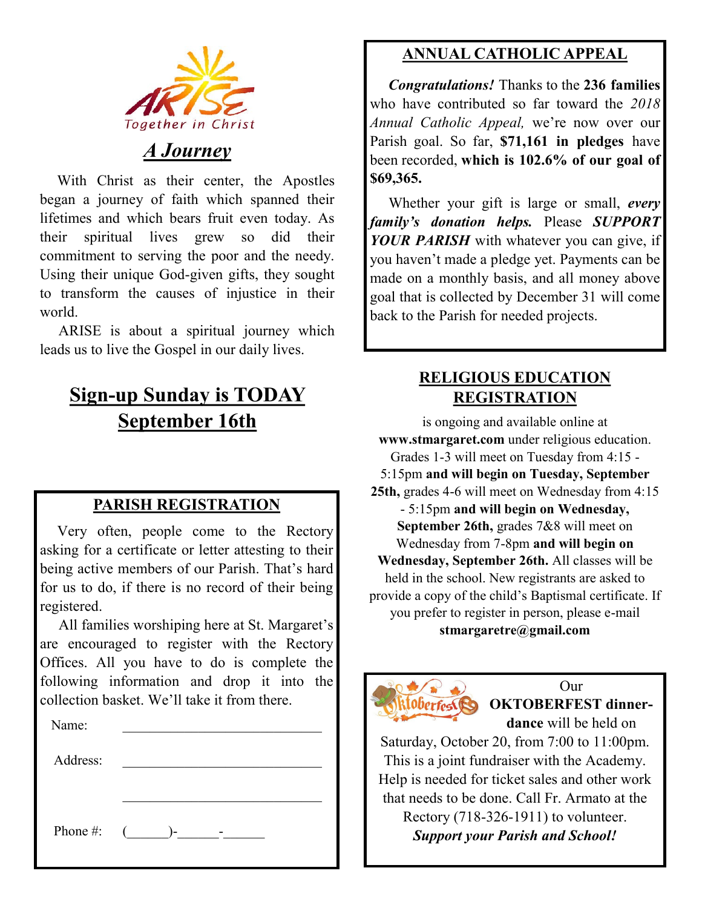ARISE
Together in Christ

## *A Journey*

With Christ as their center, the Apostles began a journey of faith which spanned their lifetimes and which bears fruit even today. As their spiritual lives grew so did their commitment to serving the poor and the needy. Using their unique God-given gifts, they sought to transform the causes of injustice in their world.

ARISE is about a spiritual journey which leads us to live the Gospel in our daily lives.

## Sign-up Sunday is TODAY September 16th

## PARISH REGISTRATION

Very often, people come to the Rectory asking for a certificate or letter attesting to their being active members of our Parish. That's hard for us to do, if there is no record of their being registered.

All families worshiping here at St. Margaret's are encouraged to register with the Rectory Offices. All you have to do is complete the following information and drop it into the collection basket. We'll take it from there.

Name: ______________________________

Address: ______________________________

______________________________

Phone #: (______)-______-______

## ANNUAL CATHOLIC APPEAL

***Congratulations!*** Thanks to the **236 families** who have contributed so far toward the *2018 Annual Catholic Appeal,* we're now over our Parish goal. So far, **$71,161 in pledges** have been recorded, **which is 102.6% of our goal of $69,365.**

Whether your gift is large or small, ***every family's donation helps.*** Please ***SUPPORT YOUR PARISH*** with whatever you can give, if you haven't made a pledge yet. Payments can be made on a monthly basis, and all money above goal that is collected by December 31 will come back to the Parish for needed projects.

## RELIGIOUS EDUCATION REGISTRATION

is ongoing and available online at **www.stmargaret.com** under religious education. Grades 1-3 will meet on Tuesday from 4:15 - 5:15pm **and will begin on Tuesday, September 25th,** grades 4-6 will meet on Wednesday from 4:15 - 5:15pm **and will begin on Wednesday, September 26th,** grades 7&8 will meet on Wednesday from 7-8pm **and will begin on Wednesday, September 26th.** All classes will be held in the school. New registrants are asked to provide a copy of the child's Baptismal certificate. If you prefer to register in person, please e-mail **stmargaretre@gmail.com**

Oktoberfest

Our **OKTOBERFEST dinner-dance** will be held on Saturday, October 20, from 7:00 to 11:00pm. This is a joint fundraiser with the Academy. Help is needed for ticket sales and other work that needs to be done. Call Fr. Armato at the Rectory (718-326-1911) to volunteer.

***Support your Parish and School!***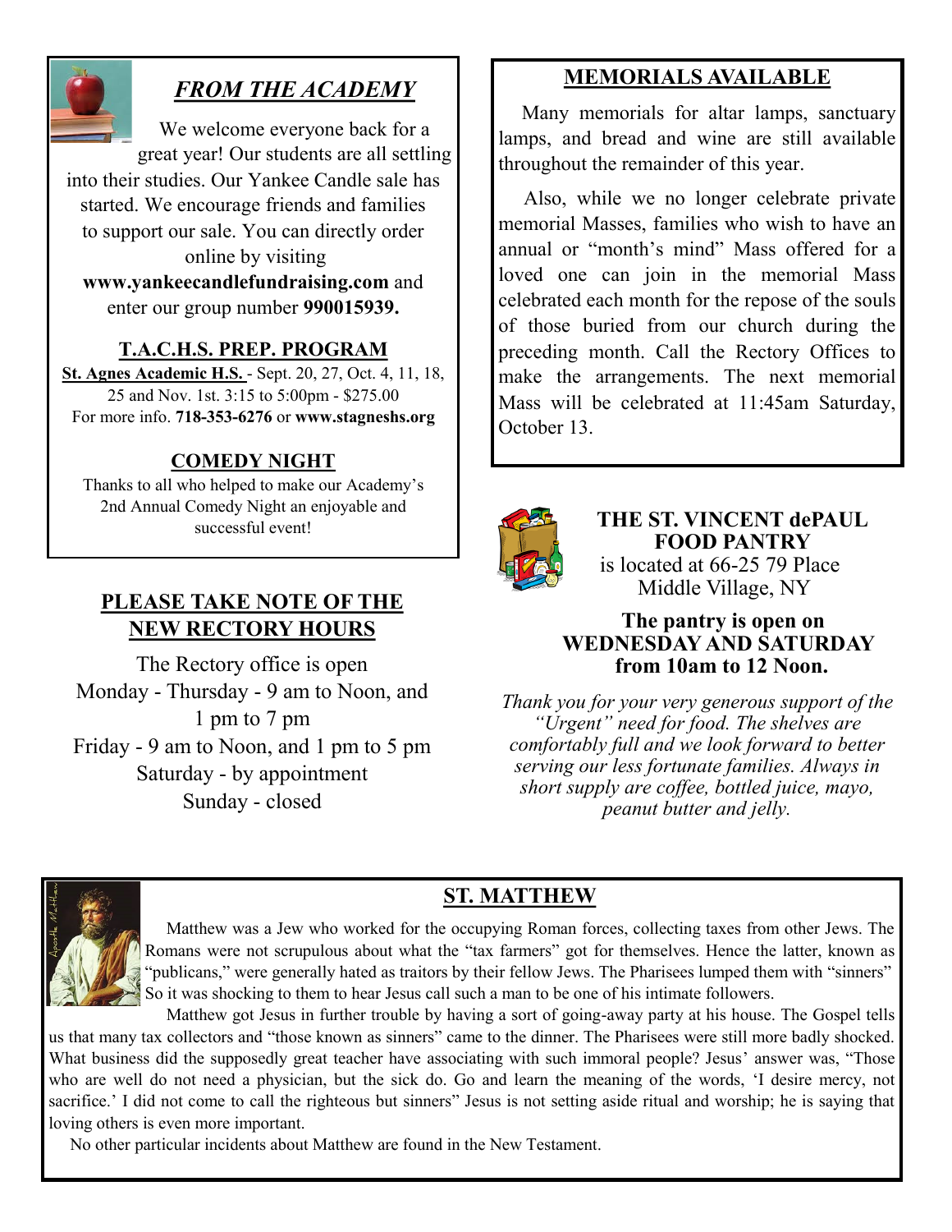## *FROM THE ACADEMY*

We welcome everyone back for a great year! Our students are all settling into their studies. Our Yankee Candle sale has started. We encourage friends and families to support our sale. You can directly order online by visiting **www.yankeecandlefundraising.com** and enter our group number **990015939.**

### T.A.C.H.S. PREP. PROGRAM

**St. Agnes Academic H.S.** - Sept. 20, 27, Oct. 4, 11, 18, 25 and Nov. 1st. 3:15 to 5:00pm - $275.00
For more info. **718-353-6276** or **www.stagneshs.org**

### COMEDY NIGHT

Thanks to all who helped to make our Academy's 2nd Annual Comedy Night an enjoyable and successful event!

## PLEASE TAKE NOTE OF THE NEW RECTORY HOURS

The Rectory office is open
Monday - Thursday - 9 am to Noon, and 1 pm to 7 pm
Friday - 9 am to Noon, and 1 pm to 5 pm
Saturday - by appointment
Sunday - closed

## MEMORIALS AVAILABLE

Many memorials for altar lamps, sanctuary lamps, and bread and wine are still available throughout the remainder of this year.

Also, while we no longer celebrate private memorial Masses, families who wish to have an annual or "month's mind" Mass offered for a loved one can join in the memorial Mass celebrated each month for the repose of the souls of those buried from our church during the preceding month. Call the Rectory Offices to make the arrangements. The next memorial Mass will be celebrated at 11:45am Saturday, October 13.

## THE ST. VINCENT dePAUL FOOD PANTRY

is located at 66-25 79 Place
Middle Village, NY

**The pantry is open on WEDNESDAY AND SATURDAY from 10am to 12 Noon.**

*Thank you for your very generous support of the "Urgent" need for food. The shelves are comfortably full and we look forward to better serving our less fortunate families. Always in short supply are coffee, bottled juice, mayo, peanut butter and jelly.*

## ST. MATTHEW

Matthew was a Jew who worked for the occupying Roman forces, collecting taxes from other Jews. The Romans were not scrupulous about what the "tax farmers" got for themselves. Hence the latter, known as "publicans," were generally hated as traitors by their fellow Jews. The Pharisees lumped them with "sinners" So it was shocking to them to hear Jesus call such a man to be one of his intimate followers.

Matthew got Jesus in further trouble by having a sort of going-away party at his house. The Gospel tells us that many tax collectors and "those known as sinners" came to the dinner. The Pharisees were still more badly shocked. What business did the supposedly great teacher have associating with such immoral people? Jesus' answer was, "Those who are well do not need a physician, but the sick do. Go and learn the meaning of the words, 'I desire mercy, not sacrifice.' I did not come to call the righteous but sinners" Jesus is not setting aside ritual and worship; he is saying that loving others is even more important.

No other particular incidents about Matthew are found in the New Testament.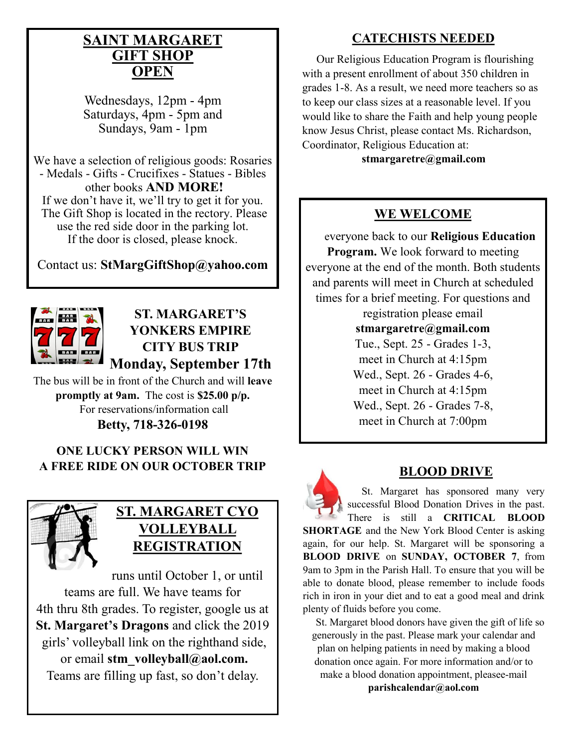## SAINT MARGARET GIFT SHOP OPEN

Wednesdays, 12pm - 4pm
Saturdays, 4pm - 5pm and
Sundays, 9am - 1pm

We have a selection of religious goods: Rosaries - Medals - Gifts - Crucifixes - Statues - Bibles other books **AND MORE!**
If we don't have it, we'll try to get it for you. The Gift Shop is located in the rectory. Please use the red side door in the parking lot. If the door is closed, please knock.

Contact us: **StMargGiftShop@yahoo.com**

## ST. MARGARET'S YONKERS EMPIRE CITY BUS TRIP
## Monday, September 17th

The bus will be in front of the Church and will **leave promptly at 9am.** The cost is **$25.00 p/p.** For reservations/information call
**Betty, 718-326-0198**

**ONE LUCKY PERSON WILL WIN A FREE RIDE ON OUR OCTOBER TRIP**

## ST. MARGARET CYO VOLLEYBALL REGISTRATION

runs until October 1, or until teams are full. We have teams for 4th thru 8th grades. To register, google us at **St. Margaret's Dragons** and click the 2019 girls' volleyball link on the righthand side, or email **stm_volleyball@aol.com.** Teams are filling up fast, so don't delay.

## CATECHISTS NEEDED

Our Religious Education Program is flourishing with a present enrollment of about 350 children in grades 1-8. As a result, we need more teachers so as to keep our class sizes at a reasonable level. If you would like to share the Faith and help young people know Jesus Christ, please contact Ms. Richardson, Coordinator, Religious Education at:
**stmargaretre@gmail.com**

## WE WELCOME

everyone back to our **Religious Education Program.** We look forward to meeting everyone at the end of the month. Both students and parents will meet in Church at scheduled times for a brief meeting. For questions and registration please email
**stmargaretre@gmail.com**
Tue., Sept. 25 - Grades 1-3, meet in Church at 4:15pm
Wed., Sept. 26 - Grades 4-6, meet in Church at 4:15pm
Wed., Sept. 26 - Grades 7-8, meet in Church at 7:00pm

## BLOOD DRIVE

St. Margaret has sponsored many very successful Blood Donation Drives in the past. There is still a **CRITICAL BLOOD SHORTAGE** and the New York Blood Center is asking again, for our help. St. Margaret will be sponsoring a **BLOOD DRIVE** on **SUNDAY, OCTOBER 7**, from 9am to 3pm in the Parish Hall. To ensure that you will be able to donate blood, please remember to include foods rich in iron in your diet and to eat a good meal and drink plenty of fluids before you come.

St. Margaret blood donors have given the gift of life so generously in the past. Please mark your calendar and plan on helping patients in need by making a blood donation once again. For more information and/or to make a blood donation appointment, pleasee-mail
**parishcalendar@aol.com**